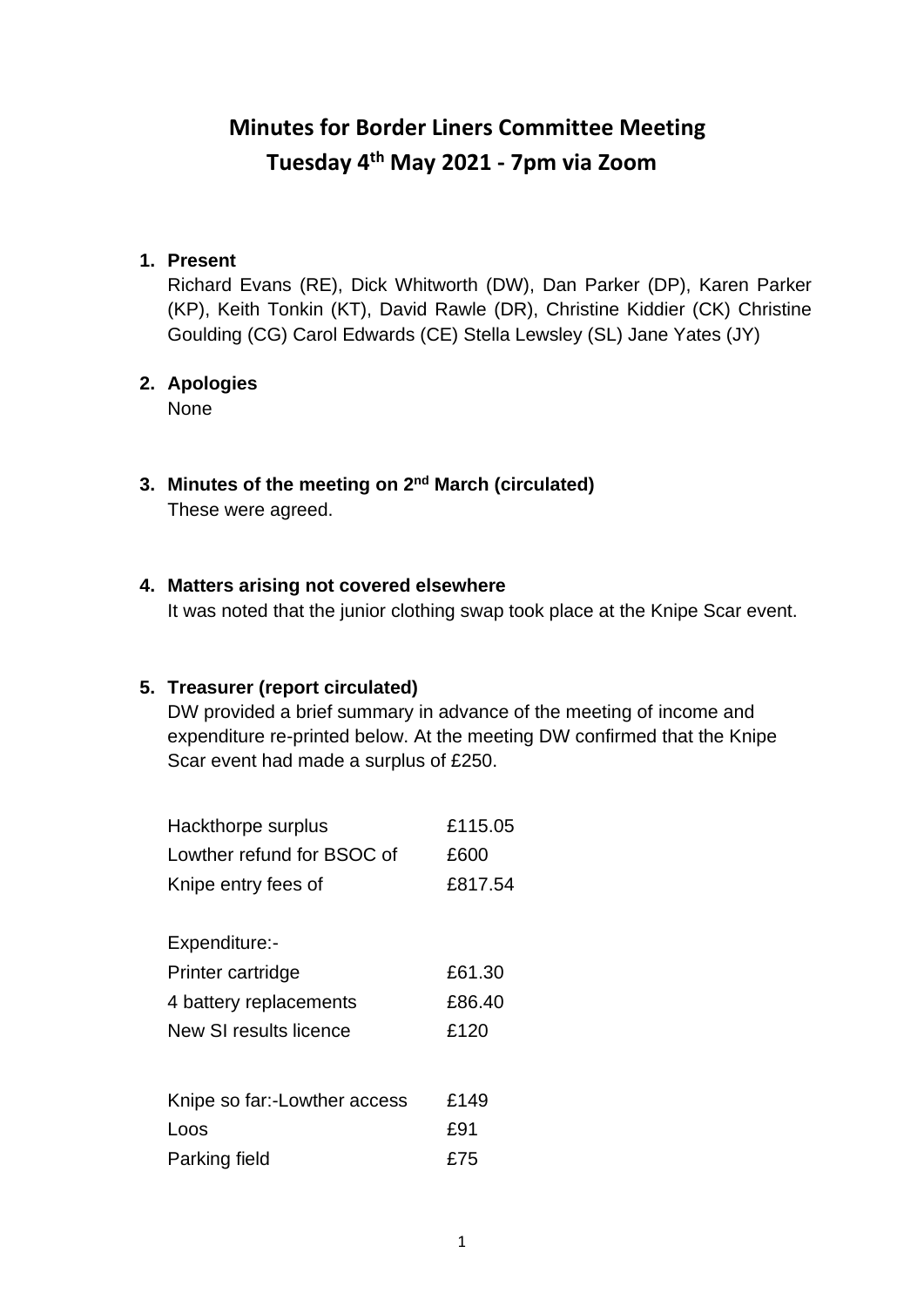# Minutes for Border Liners Committee Meeting
## Tuesday 4th May 2021 - 7pm via Zoom

1. **Present**

   Richard Evans (RE), Dick Whitworth (DW), Dan Parker (DP), Karen Parker (KP), Keith Tonkin (KT), David Rawle (DR), Christine Kiddier (CK) Christine Goulding (CG) Carol Edwards (CE) Stella Lewsley (SL) Jane Yates (JY)

2. **Apologies**

   None

3. **Minutes of the meeting on 2nd March (circulated)**

   These were agreed.

4. **Matters arising not covered elsewhere**

   It was noted that the junior clothing swap took place at the Knipe Scar event.

5. **Treasurer (report circulated)**

   DW provided a brief summary in advance of the meeting of income and expenditure re-printed below. At the meeting DW confirmed that the Knipe Scar event had made a surplus of £250.

   | | |
   |---|---|
   | Hackthorpe surplus | £115.05 |
   | Lowther refund for BSOC of | £600 |
   | Knipe entry fees of | £817.54 |
   | | |
   | Expenditure:- | |
   | Printer cartridge | £61.30 |
   | 4 battery replacements | £86.40 |
   | New SI results licence | £120 |
   | | |
   | Knipe so far:-Lowther access | £149 |
   | Loos | £91 |
   | Parking field | £75 |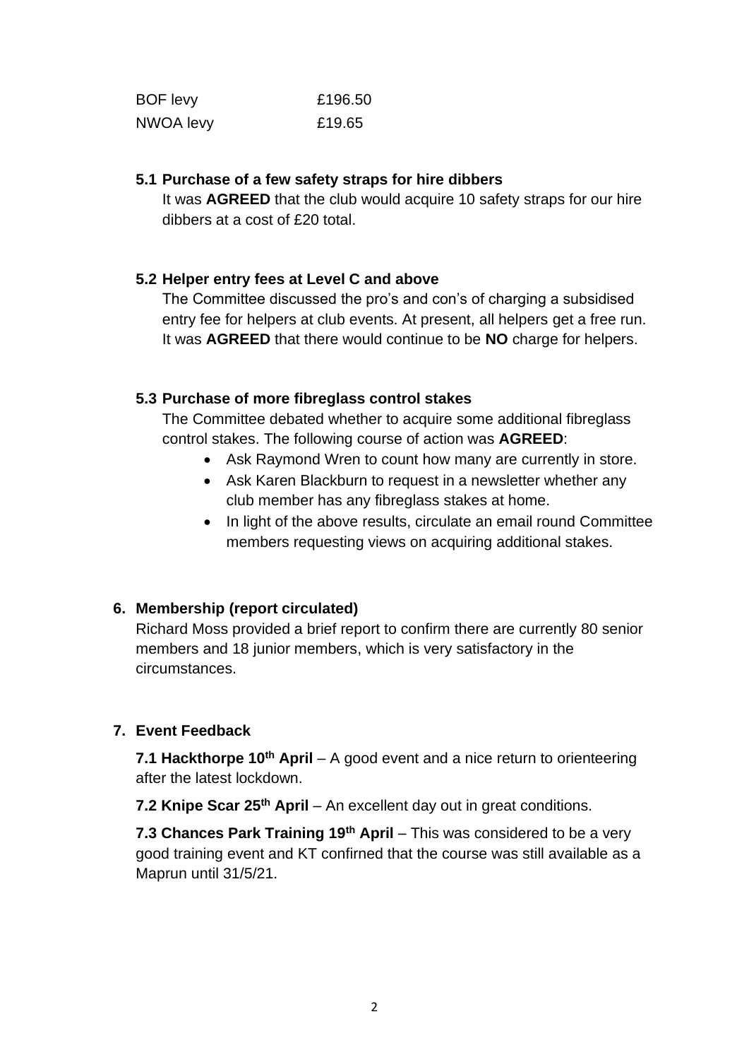| | |
|---|---|
| BOF levy | £196.50 |
| NWOA levy | £19.65 |

### 5.1 Purchase of a few safety straps for hire dibbers

It was **AGREED** that the club would acquire 10 safety straps for our hire dibbers at a cost of £20 total.

### 5.2 Helper entry fees at Level C and above

The Committee discussed the pro's and con's of charging a subsidised entry fee for helpers at club events. At present, all helpers get a free run. It was **AGREED** that there would continue to be **NO** charge for helpers.

### 5.3 Purchase of more fibreglass control stakes

The Committee debated whether to acquire some additional fibreglass control stakes. The following course of action was **AGREED**:

- Ask Raymond Wren to count how many are currently in store.
- Ask Karen Blackburn to request in a newsletter whether any club member has any fibreglass stakes at home.
- In light of the above results, circulate an email round Committee members requesting views on acquiring additional stakes.

## 6. Membership (report circulated)

Richard Moss provided a brief report to confirm there are currently 80 senior members and 18 junior members, which is very satisfactory in the circumstances.

## 7. Event Feedback

**7.1 Hackthorpe 10th April** – A good event and a nice return to orienteering after the latest lockdown.

**7.2 Knipe Scar 25th April** – An excellent day out in great conditions.

**7.3 Chances Park Training 19th April** – This was considered to be a very good training event and KT confirned that the course was still available as a Maprun until 31/5/21.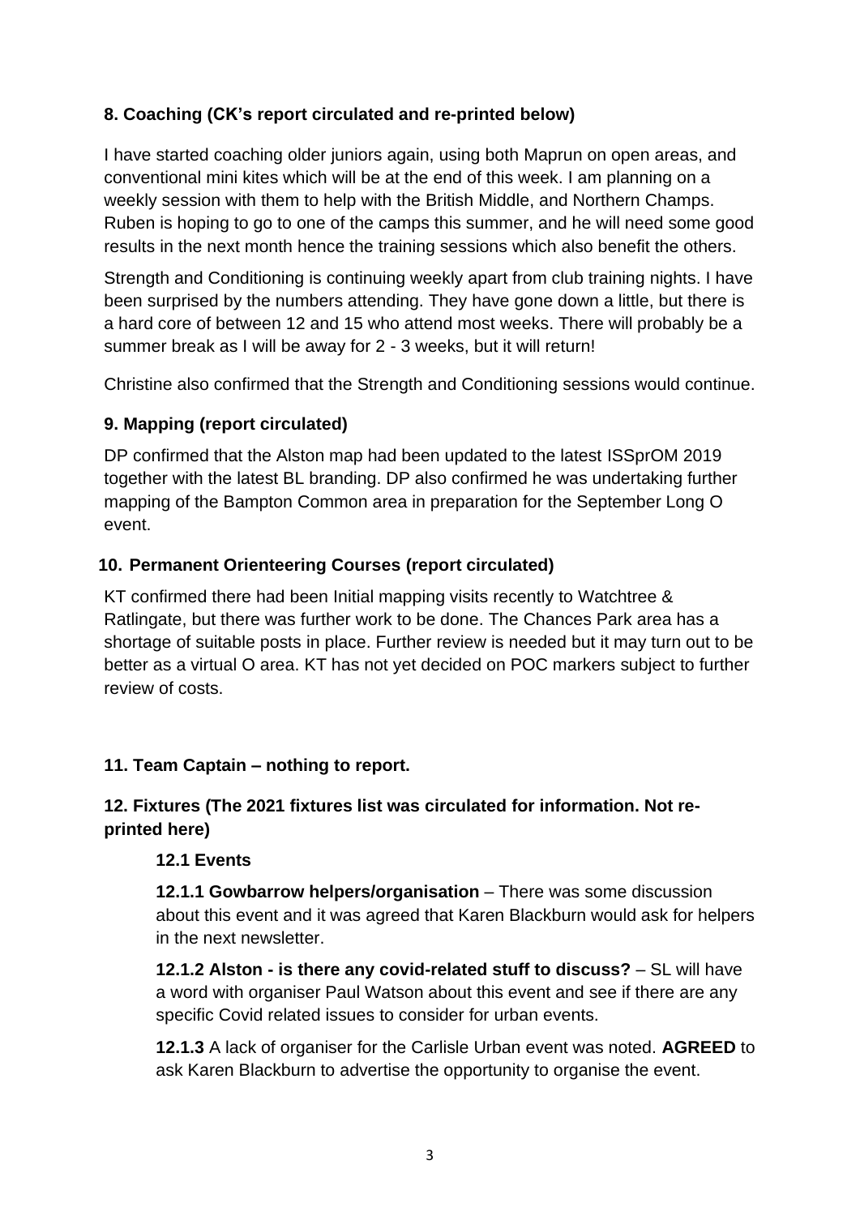**8. Coaching (CK's report circulated and re-printed below)**

I have started coaching older juniors again, using both Maprun on open areas, and conventional mini kites which will be at the end of this week. I am planning on a weekly session with them to help with the British Middle, and Northern Champs. Ruben is hoping to go to one of the camps this summer, and he will need some good results in the next month hence the training sessions which also benefit the others.

Strength and Conditioning is continuing weekly apart from club training nights. I have been surprised by the numbers attending. They have gone down a little, but there is a hard core of between 12 and 15 who attend most weeks. There will probably be a summer break as I will be away for 2 - 3 weeks, but it will return!

Christine also confirmed that the Strength and Conditioning sessions would continue.

**9. Mapping (report circulated)**

DP confirmed that the Alston map had been updated to the latest ISSprOM 2019 together with the latest BL branding. DP also confirmed he was undertaking further mapping of the Bampton Common area in preparation for the September Long O event.

**10. Permanent Orienteering Courses (report circulated)**

KT confirmed there had been Initial mapping visits recently to Watchtree & Ratlingate, but there was further work to be done. The Chances Park area has a shortage of suitable posts in place. Further review is needed but it may turn out to be better as a virtual O area. KT has not yet decided on POC markers subject to further review of costs.

**11. Team Captain – nothing to report.**

**12. Fixtures (The 2021 fixtures list was circulated for information. Not re-printed here)**

**12.1 Events**

**12.1.1 Gowbarrow helpers/organisation** – There was some discussion about this event and it was agreed that Karen Blackburn would ask for helpers in the next newsletter.

**12.1.2 Alston - is there any covid-related stuff to discuss?** – SL will have a word with organiser Paul Watson about this event and see if there are any specific Covid related issues to consider for urban events.

**12.1.3** A lack of organiser for the Carlisle Urban event was noted. **AGREED** to ask Karen Blackburn to advertise the opportunity to organise the event.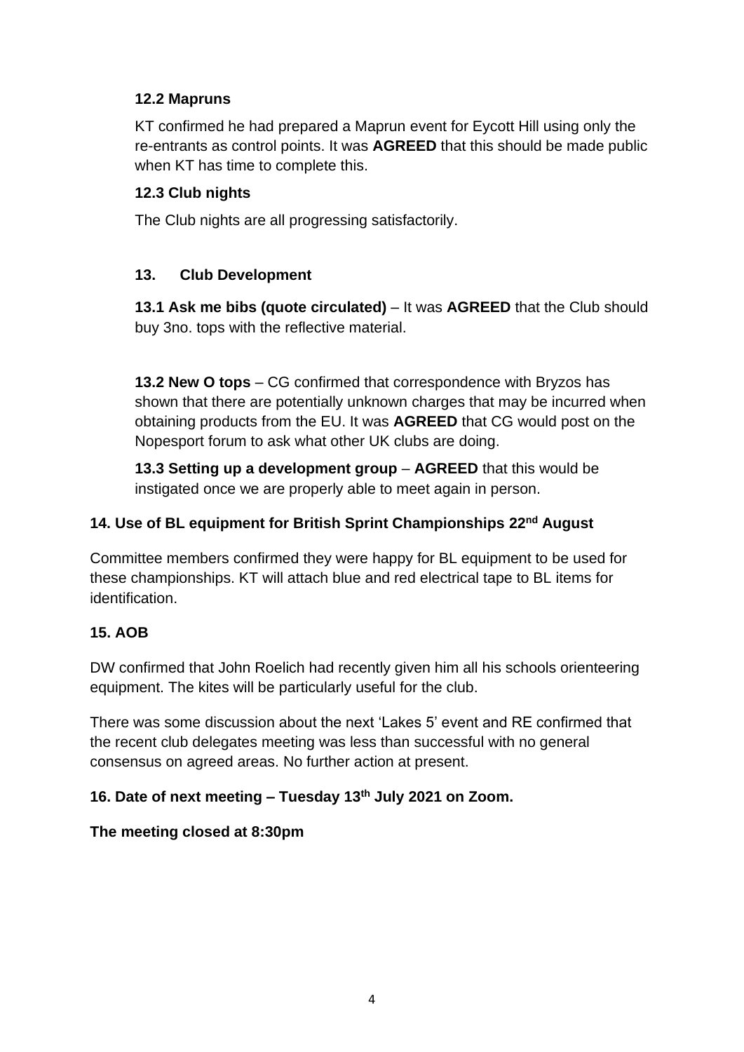### 12.2 Mapruns

KT confirmed he had prepared a Maprun event for Eycott Hill using only the re-entrants as control points. It was **AGREED** that this should be made public when KT has time to complete this.

### 12.3 Club nights

The Club nights are all progressing satisfactorily.

## 13. Club Development

**13.1 Ask me bibs (quote circulated)** – It was **AGREED** that the Club should buy 3no. tops with the reflective material.

**13.2 New O tops** – CG confirmed that correspondence with Bryzos has shown that there are potentially unknown charges that may be incurred when obtaining products from the EU. It was **AGREED** that CG would post on the Nopesport forum to ask what other UK clubs are doing.

**13.3 Setting up a development group** – **AGREED** that this would be instigated once we are properly able to meet again in person.

## 14. Use of BL equipment for British Sprint Championships 22nd August

Committee members confirmed they were happy for BL equipment to be used for these championships. KT will attach blue and red electrical tape to BL items for identification.

## 15. AOB

DW confirmed that John Roelich had recently given him all his schools orienteering equipment. The kites will be particularly useful for the club.

There was some discussion about the next 'Lakes 5' event and RE confirmed that the recent club delegates meeting was less than successful with no general consensus on agreed areas. No further action at present.

## 16. Date of next meeting – Tuesday 13th July 2021 on Zoom.

**The meeting closed at 8:30pm**